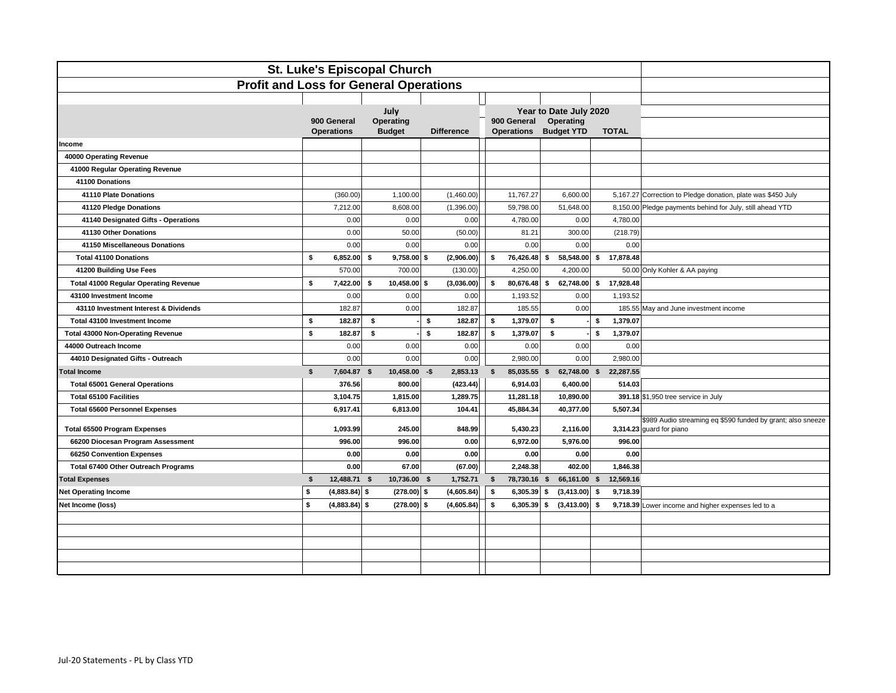# St. Luke's Episcopal Church

## Profit and Loss for General Operations

| | July | | | Year to Date July 2020 | | | |
|---|---|---|---|---|---|---|---|
| | 900 General Operations | Operating Budget | Difference | 900 General Operations | Operating Budget YTD | TOTAL | |
| **Income** | | | | | | | |
| **40000 Operating Revenue** | | | | | | | |
| **41000 Regular Operating Revenue** | | | | | | | |
| **41100 Donations** | | | | | | | |
| **41110 Plate Donations** | (360.00) | 1,100.00 | (1,460.00) | 11,767.27 | 6,600.00 | 5,167.27 | Correction to Pledge donation, plate was $450 July |
| **41120 Pledge Donations** | 7,212.00 | 8,608.00 | (1,396.00) | 59,798.00 | 51,648.00 | 8,150.00 | Pledge payments behind for July, still ahead YTD |
| **41140 Designated Gifts - Operations** | 0.00 | 0.00 | 0.00 | 4,780.00 | 0.00 | 4,780.00 | |
| **41130 Other Donations** | 0.00 | 50.00 | (50.00) | 81.21 | 300.00 | (218.79) | |
| **41150 Miscellaneous Donations** | 0.00 | 0.00 | 0.00 | 0.00 | 0.00 | 0.00 | |
| **Total 41100 Donations** | **$ 6,852.00** | **$ 9,758.00** | **$ (2,906.00)** | **$ 76,426.48** | **$ 58,548.00** | **$ 17,878.48** | |
| **41200 Building Use Fees** | 570.00 | 700.00 | (130.00) | 4,250.00 | 4,200.00 | 50.00 | Only Kohler & AA paying |
| **Total 41000 Regular Operating Revenue** | **$ 7,422.00** | **$ 10,458.00** | **$ (3,036.00)** | **$ 80,676.48** | **$ 62,748.00** | **$ 17,928.48** | |
| **43100 Investment Income** | 0.00 | 0.00 | 0.00 | 1,193.52 | 0.00 | 1,193.52 | |
| **43110 Investment Interest & Dividends** | 182.87 | 0.00 | 182.87 | 185.55 | 0.00 | 185.55 | May and June investment income |
| **Total 43100 Investment Income** | **$ 182.87** | **$ -** | **$ 182.87** | **$ 1,379.07** | **$ -** | **$ 1,379.07** | |
| **Total 43000 Non-Operating Revenue** | **$ 182.87** | **$ -** | **$ 182.87** | **$ 1,379.07** | **$ -** | **$ 1,379.07** | |
| **44000 Outreach Income** | 0.00 | 0.00 | 0.00 | 0.00 | 0.00 | 0.00 | |
| **44010 Designated Gifts - Outreach** | 0.00 | 0.00 | 0.00 | 2,980.00 | 0.00 | 2,980.00 | |
| **Total Income** | **$ 7,604.87** | **$ 10,458.00** | **-$ 2,853.13** | **$ 85,035.55** | **$ 62,748.00** | **$ 22,287.55** | |
| **Total 65001 General Operations** | **376.56** | **800.00** | **(423.44)** | **6,914.03** | **6,400.00** | **514.03** | |
| **Total 65100 Facilities** | **3,104.75** | **1,815.00** | **1,289.75** | **11,281.18** | **10,890.00** | **391.18** | $1,950 tree service in July |
| **Total 65600 Personnel Expenses** | **6,917.41** | **6,813.00** | **104.41** | **45,884.34** | **40,377.00** | **5,507.34** | |
| **Total 65500 Program Expenses** | **1,093.99** | **245.00** | **848.99** | **5,430.23** | **2,116.00** | **3,314.23** | $989 Audio streaming eq $590 funded by grant; also sneeze guard for piano |
| **66200 Diocesan Program Assessment** | **996.00** | **996.00** | **0.00** | **6,972.00** | **5,976.00** | **996.00** | |
| **66250 Convention Expenses** | **0.00** | **0.00** | **0.00** | **0.00** | **0.00** | **0.00** | |
| **Total 67400 Other Outreach Programs** | **0.00** | **67.00** | **(67.00)** | **2,248.38** | **402.00** | **1,846.38** | |
| **Total Expenses** | **$ 12,488.71** | **$ 10,736.00** | **$ 1,752.71** | **$ 78,730.16** | **$ 66,161.00** | **$ 12,569.16** | |
| **Net Operating Income** | **$ (4,883.84)** | **$ (278.00)** | **$ (4,605.84)** | **$ 6,305.39** | **$ (3,413.00)** | **$ 9,718.39** | |
| **Net Income (loss)** | **$ (4,883.84)** | **$ (278.00)** | **$ (4,605.84)** | **$ 6,305.39** | **$ (3,413.00)** | **$ 9,718.39** | Lower income and higher expenses led to a |

Jul-20 Statements - PL by Class YTD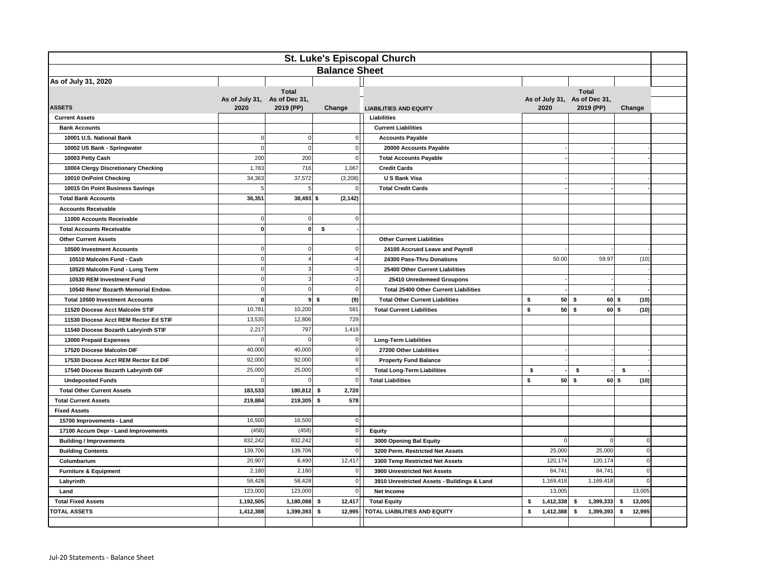# St. Luke's Episcopal Church

## Balance Sheet

As of July 31, 2020

| ASSETS | As of July 31, 2020 | Total As of Dec 31, 2019 (PP) | Change |
|---|---|---|---|
| **Current Assets** | | | |
| **Bank Accounts** | | | |
| 10001 U.S. National Bank | 0 | 0 | 0 |
| 10002 US Bank - Springwater | 0 | 0 | 0 |
| 10003 Petty Cash | 200 | 200 | 0 |
| 10004 Clergy Discretionary Checking | 1,783 | 716 | 1,067 |
| 10010 OnPoint Checking | 34,363 | 37,572 | (3,208) |
| 10015 On Point Business Savings | 5 | 5 | 0 |
| **Total Bank Accounts** | **36,351** | **38,493** | **$ (2,142)** |
| **Accounts Receivable** | | | |
| 11000 Accounts Receivable | 0 | 0 | 0 |
| **Total Accounts Receivable** | **0** | **0** | **$ -** |
| **Other Current Assets** | | | |
| 10500 Investment Accounts | 0 | 0 | 0 |
| 10510 Malcolm Fund - Cash | 0 | 4 | -4 |
| 10520 Malcolm Fund - Long Term | 0 | 3 | -3 |
| 10530 REM Investment Fund | 0 | 3 | -3 |
| 10540 Rene' Bozarth Memorial Endow. | 0 | 0 | 0 |
| **Total 10500 Investment Accounts** | **0** | **9** | **$ (9)** |
| 11520 Diocese Acct Malcolm STIF | 10,781 | 10,200 | 581 |
| 11530 Diocese Acct REM Rector Ed STIF | 13,535 | 12,806 | 729 |
| 11540 Diocese Bozarth Labryinth STIF | 2,217 | 797 | 1,419 |
| 13000 Prepaid Expenses | 0 | 0 | 0 |
| 17520 Diocese Malcolm DIF | 40,000 | 40,000 | 0 |
| 17530 Diocese Acct REM Rector Ed DIF | 92,000 | 92,000 | 0 |
| 17540 Diocese Bozarth Labryinth DIF | 25,000 | 25,000 | 0 |
| Undeposited Funds | 0 | 0 | 0 |
| **Total Other Current Assets** | **183,533** | **180,812** | **$ 2,720** |
| **Total Current Assets** | **219,884** | **219,305** | **$ 578** |
| **Fixed Assets** | | | |
| 15700 Improvements - Land | 16,500 | 16,500 | 0 |
| 17100 Accum Depr - Land Improvements | (458) | (458) | 0 |
| Building / Improvements | 832,242 | 832,242 | 0 |
| Building Contents | 139,706 | 139,706 | 0 |
| Columbarium | 20,907 | 8,490 | 12,417 |
| Furniture & Equipment | 2,180 | 2,180 | 0 |
| Labyrinth | 58,428 | 58,428 | 0 |
| Land | 123,000 | 123,000 | 0 |
| **Total Fixed Assets** | **1,192,505** | **1,180,088** | **$ 12,417** |
| **TOTAL ASSETS** | **1,412,388** | **1,399,393** | **$ 12,995** |

| LIABILITIES AND EQUITY | As of July 31, 2020 | Total As of Dec 31, 2019 (PP) | Change |
|---|---|---|---|
| **Liabilities** | | | |
| **Current Liabilities** | | | |
| **Accounts Payable** | | | |
| 20000 Accounts Payable | - | - | - |
| **Total Accounts Payable** | **-** | **-** | **-** |
| **Credit Cards** | | | |
| U S Bank Visa | - | - | - |
| **Total Credit Cards** | **-** | **-** | **-** |
| **Other Current Liabilities** | | | |
| 24100 Accrued Leave and Payroll | - | - | - |
| 24300 Pass-Thru Donations | 50.00 | 59.97 | (10) |
| 25400 Other Current Liabilities | | | - |
| 25410 Unredemeed Groupons | - | - | - |
| **Total 25400 Other Current Liabilities** | **-** | **-** | **-** |
| **Total Other Current Liabilities** | **$ 50** | **$ 60** | **$ (10)** |
| **Total Current Liabilities** | **$ 50** | **$ 60** | **$ (10)** |
| **Long-Term Liabilities** | | | |
| 27200 Other Liabilities | - | - | - |
| Property Fund Balance | - | - | - |
| **Total Long-Term Liabilities** | **$ -** | **$ -** | **$ -** |
| **Total Liabilities** | **$ 50** | **$ 60** | **$ (10)** |
| **Equity** | | | |
| 3000 Opening Bal Equity | 0 | 0 | 0 |
| 3200 Perm. Restricted Net Assets | 25,000 | 25,000 | 0 |
| 3300 Temp Restricted Net Assets | 120,174 | 120,174 | 0 |
| 3900 Unrestricted Net Assets | 84,741 | 84,741 | 0 |
| 3910 Unrestricted Assets - Buildings & Land | 1,169,418 | 1,169,418 | 0 |
| Net Income | 13,005 | | 13,005 |
| **Total Equity** | **$ 1,412,338** | **$ 1,399,333** | **$ 13,005** |
| **TOTAL LIABILITIES AND EQUITY** | **$ 1,412,388** | **$ 1,399,393** | **$ 12,995** |

Jul-20 Statements - Balance Sheet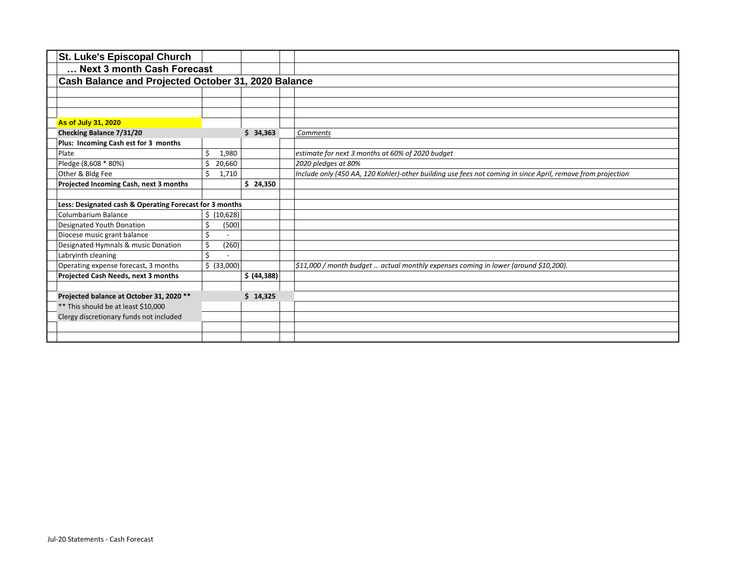# St. Luke's Episcopal Church

## … Next 3 month Cash Forecast

## Cash Balance and Projected October 31, 2020 Balance

| | | | |
|---|---|---|---|
| **As of July 31, 2020** | | | |
| **Checking Balance 7/31/20** | | **$ 34,363** | *Comments* |
| **Plus: Incoming Cash est for 3 months** | | | |
| Plate | $ 1,980 | | *estimate for next 3 months at 60% of 2020 budget* |
| Pledge (8,608 * 80%) | $ 20,660 | | *2020 pledges at 80%* |
| Other & Bldg Fee | $ 1,710 | | *Include only (450 AA, 120 Kohler)-other building use fees not coming in since April, remove from projection* |
| **Projected Incoming Cash, next 3 months** | | **$ 24,350** | |
| | | | |
| **Less: Designated cash & Operating Forecast for 3 months** | | | |
| Columbarium Balance | $ (10,628) | | |
| Designated Youth Donation | $ (500) | | |
| Diocese music grant balance | $ - | | |
| Designated Hymnals & music Donation | $ (260) | | |
| Labryinth cleaning | $ - | | |
| Operating expense forecast, 3 months | $ (33,000) | | *$11,000 / month budget … actual monthly expenses coming in lower (around $10,200).* |
| **Projected Cash Needs, next 3 months** | | **$ (44,388)** | |
| | | | |
| **Projected balance at October 31, 2020 \*\*** | | **$ 14,325** | |
| ** This should be at least $10,000 | | | |
| Clergy discretionary funds not included | | | |

Jul-20 Statements - Cash Forecast